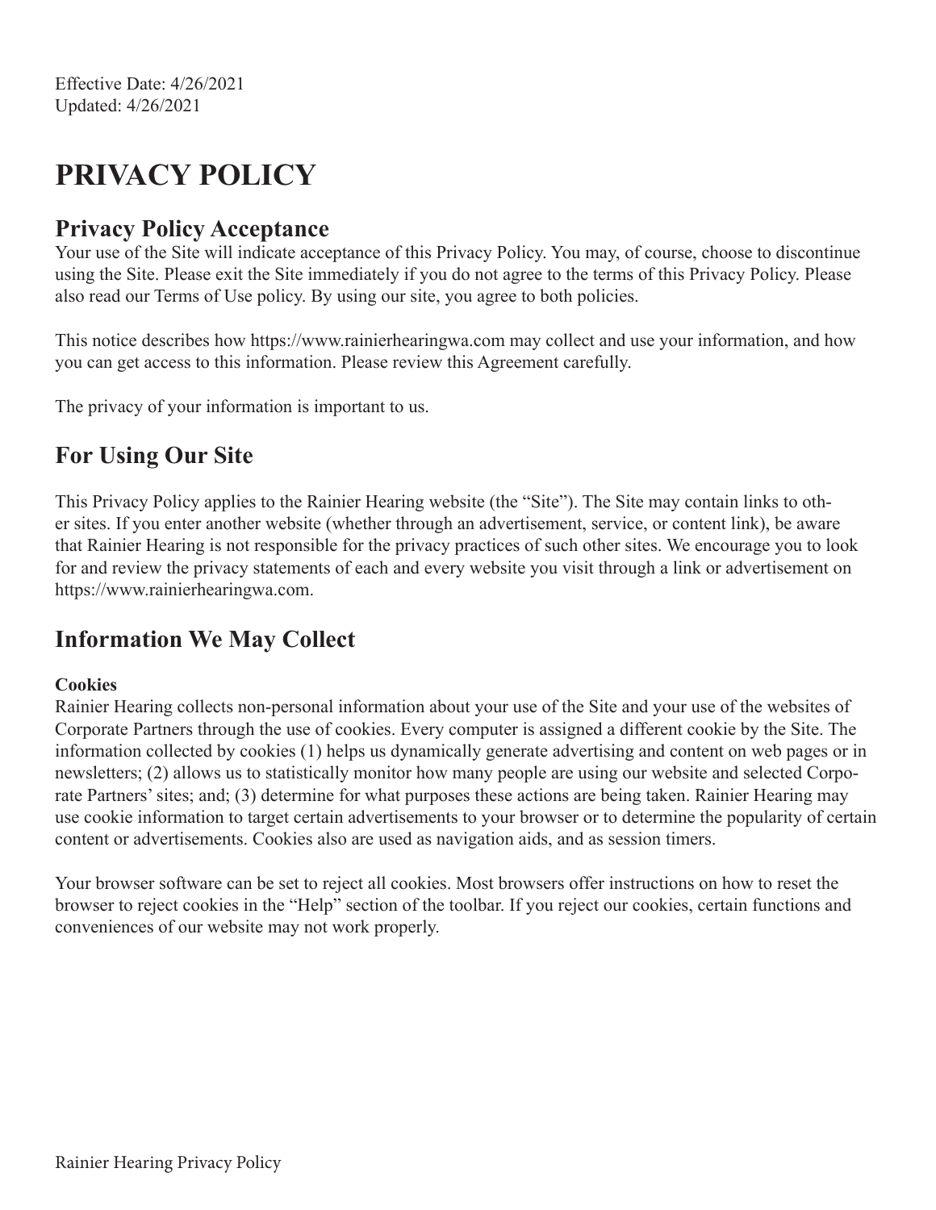Effective Date: 4/26/2021
Updated: 4/26/2021

# PRIVACY POLICY

## Privacy Policy Acceptance

Your use of the Site will indicate acceptance of this Privacy Policy. You may, of course, choose to discontinue using the Site. Please exit the Site immediately if you do not agree to the terms of this Privacy Policy. Please also read our Terms of Use policy. By using our site, you agree to both policies.

This notice describes how https://www.rainierhearingwa.com may collect and use your information, and how you can get access to this information. Please review this Agreement carefully.

The privacy of your information is important to us.

## For Using Our Site

This Privacy Policy applies to the Rainier Hearing website (the "Site"). The Site may contain links to other sites. If you enter another website (whether through an advertisement, service, or content link), be aware that Rainier Hearing is not responsible for the privacy practices of such other sites. We encourage you to look for and review the privacy statements of each and every website you visit through a link or advertisement on https://www.rainierhearingwa.com.

## Information We May Collect

**Cookies**

Rainier Hearing collects non-personal information about your use of the Site and your use of the websites of Corporate Partners through the use of cookies. Every computer is assigned a different cookie by the Site. The information collected by cookies (1) helps us dynamically generate advertising and content on web pages or in newsletters; (2) allows us to statistically monitor how many people are using our website and selected Corporate Partners' sites; and; (3) determine for what purposes these actions are being taken. Rainier Hearing may use cookie information to target certain advertisements to your browser or to determine the popularity of certain content or advertisements. Cookies also are used as navigation aids, and as session timers.

Your browser software can be set to reject all cookies. Most browsers offer instructions on how to reset the browser to reject cookies in the "Help" section of the toolbar. If you reject our cookies, certain functions and conveniences of our website may not work properly.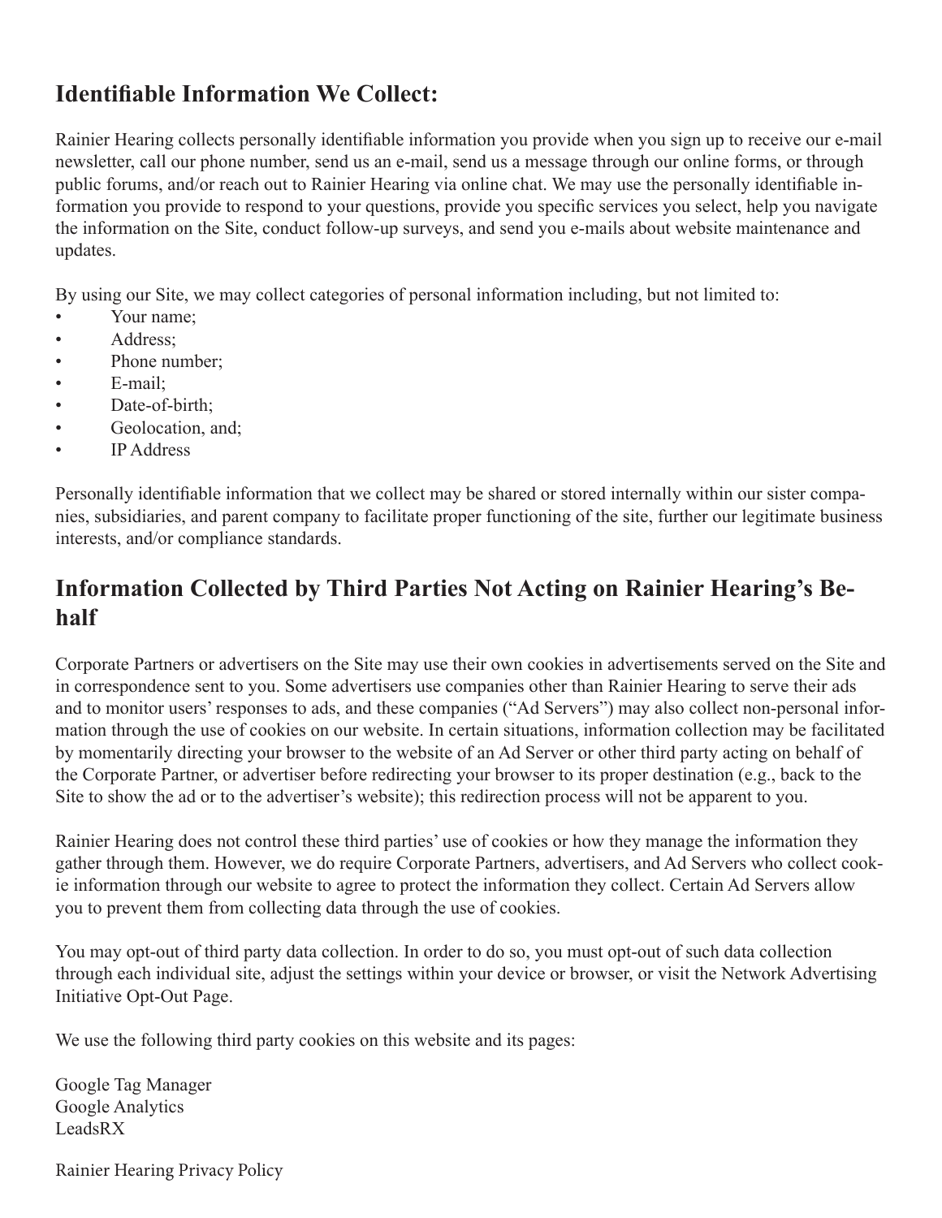## Identifiable Information We Collect:

Rainier Hearing collects personally identifiable information you provide when you sign up to receive our e-mail newsletter, call our phone number, send us an e-mail, send us a message through our online forms, or through public forums, and/or reach out to Rainier Hearing via online chat. We may use the personally identifiable information you provide to respond to your questions, provide you specific services you select, help you navigate the information on the Site, conduct follow-up surveys, and send you e-mails about website maintenance and updates.

By using our Site, we may collect categories of personal information including, but not limited to:

- Your name;
- Address;
- Phone number;
- E-mail;
- Date-of-birth;
- Geolocation, and;
- IP Address

Personally identifiable information that we collect may be shared or stored internally within our sister companies, subsidiaries, and parent company to facilitate proper functioning of the site, further our legitimate business interests, and/or compliance standards.

## Information Collected by Third Parties Not Acting on Rainier Hearing's Behalf

Corporate Partners or advertisers on the Site may use their own cookies in advertisements served on the Site and in correspondence sent to you. Some advertisers use companies other than Rainier Hearing to serve their ads and to monitor users' responses to ads, and these companies ("Ad Servers") may also collect non-personal information through the use of cookies on our website. In certain situations, information collection may be facilitated by momentarily directing your browser to the website of an Ad Server or other third party acting on behalf of the Corporate Partner, or advertiser before redirecting your browser to its proper destination (e.g., back to the Site to show the ad or to the advertiser's website); this redirection process will not be apparent to you.

Rainier Hearing does not control these third parties' use of cookies or how they manage the information they gather through them. However, we do require Corporate Partners, advertisers, and Ad Servers who collect cookie information through our website to agree to protect the information they collect. Certain Ad Servers allow you to prevent them from collecting data through the use of cookies.

You may opt-out of third party data collection. In order to do so, you must opt-out of such data collection through each individual site, adjust the settings within your device or browser, or visit the Network Advertising Initiative Opt-Out Page.

We use the following third party cookies on this website and its pages:

Google Tag Manager
Google Analytics
LeadsRX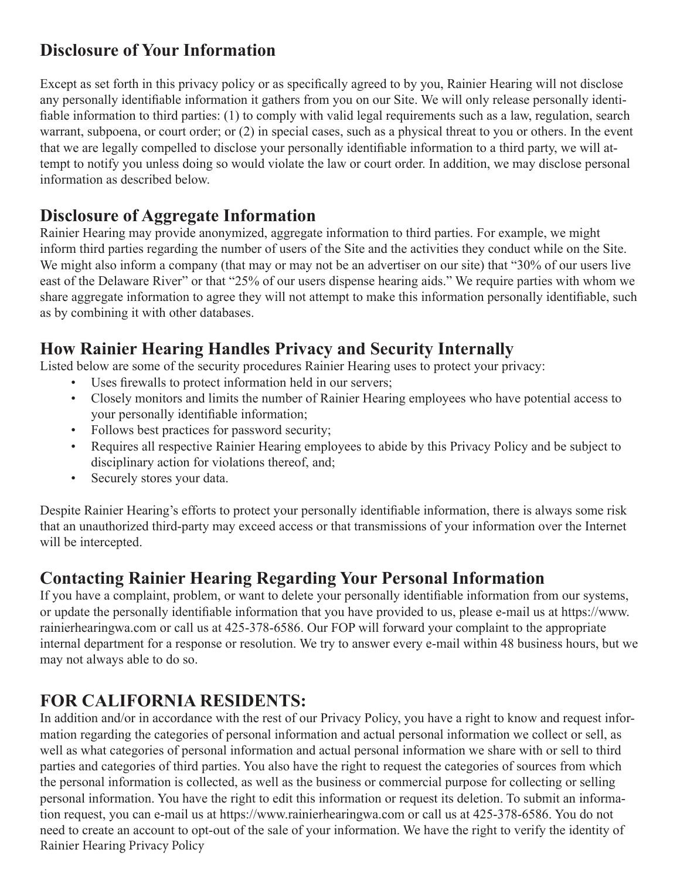## Disclosure of Your Information

Except as set forth in this privacy policy or as specifically agreed to by you, Rainier Hearing will not disclose any personally identifiable information it gathers from you on our Site. We will only release personally identifiable information to third parties: (1) to comply with valid legal requirements such as a law, regulation, search warrant, subpoena, or court order; or (2) in special cases, such as a physical threat to you or others. In the event that we are legally compelled to disclose your personally identifiable information to a third party, we will attempt to notify you unless doing so would violate the law or court order. In addition, we may disclose personal information as described below.

## Disclosure of Aggregate Information

Rainier Hearing may provide anonymized, aggregate information to third parties. For example, we might inform third parties regarding the number of users of the Site and the activities they conduct while on the Site. We might also inform a company (that may or may not be an advertiser on our site) that "30% of our users live east of the Delaware River" or that "25% of our users dispense hearing aids." We require parties with whom we share aggregate information to agree they will not attempt to make this information personally identifiable, such as by combining it with other databases.

## How Rainier Hearing Handles Privacy and Security Internally

Listed below are some of the security procedures Rainier Hearing uses to protect your privacy:

- Uses firewalls to protect information held in our servers;
- Closely monitors and limits the number of Rainier Hearing employees who have potential access to your personally identifiable information;
- Follows best practices for password security;
- Requires all respective Rainier Hearing employees to abide by this Privacy Policy and be subject to disciplinary action for violations thereof, and;
- Securely stores your data.

Despite Rainier Hearing's efforts to protect your personally identifiable information, there is always some risk that an unauthorized third-party may exceed access or that transmissions of your information over the Internet will be intercepted.

## Contacting Rainier Hearing Regarding Your Personal Information

If you have a complaint, problem, or want to delete your personally identifiable information from our systems, or update the personally identifiable information that you have provided to us, please e-mail us at https://www.rainierhearingwa.com or call us at 425-378-6586. Our FOP will forward your complaint to the appropriate internal department for a response or resolution. We try to answer every e-mail within 48 business hours, but we may not always able to do so.

## FOR CALIFORNIA RESIDENTS:

In addition and/or in accordance with the rest of our Privacy Policy, you have a right to know and request information regarding the categories of personal information and actual personal information we collect or sell, as well as what categories of personal information and actual personal information we share with or sell to third parties and categories of third parties. You also have the right to request the categories of sources from which the personal information is collected, as well as the business or commercial purpose for collecting or selling personal information. You have the right to edit this information or request its deletion. To submit an information request, you can e-mail us at https://www.rainierhearingwa.com or call us at 425-378-6586. You do not need to create an account to opt-out of the sale of your information. We have the right to verify the identity of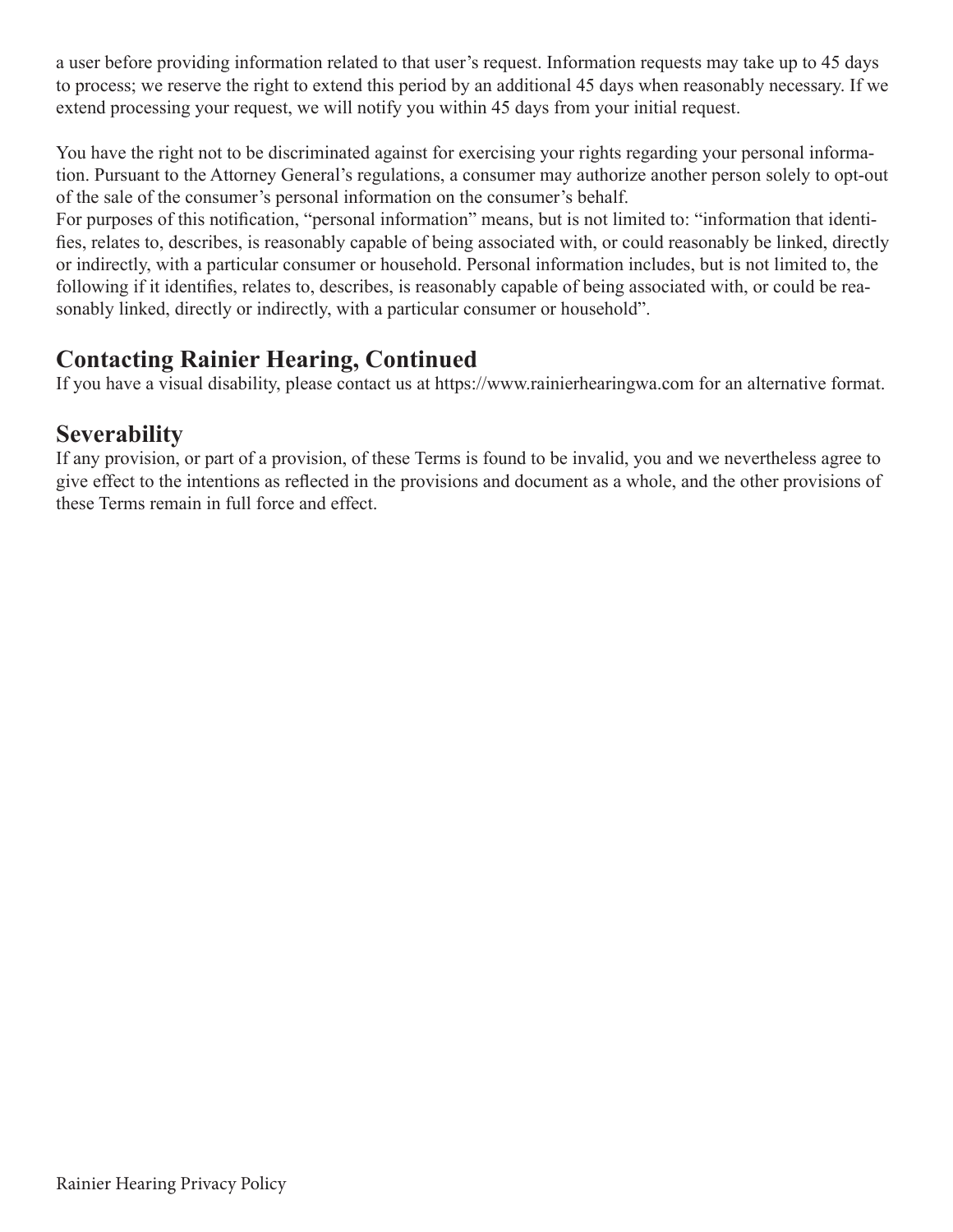a user before providing information related to that user's request. Information requests may take up to 45 days to process; we reserve the right to extend this period by an additional 45 days when reasonably necessary. If we extend processing your request, we will notify you within 45 days from your initial request.

You have the right not to be discriminated against for exercising your rights regarding your personal information. Pursuant to the Attorney General's regulations, a consumer may authorize another person solely to opt-out of the sale of the consumer's personal information on the consumer's behalf.
For purposes of this notification, "personal information" means, but is not limited to: "information that identifies, relates to, describes, is reasonably capable of being associated with, or could reasonably be linked, directly or indirectly, with a particular consumer or household. Personal information includes, but is not limited to, the following if it identifies, relates to, describes, is reasonably capable of being associated with, or could be reasonably linked, directly or indirectly, with a particular consumer or household".

## Contacting Rainier Hearing, Continued

If you have a visual disability, please contact us at https://www.rainierhearingwa.com for an alternative format.

## Severability

If any provision, or part of a provision, of these Terms is found to be invalid, you and we nevertheless agree to give effect to the intentions as reflected in the provisions and document as a whole, and the other provisions of these Terms remain in full force and effect.